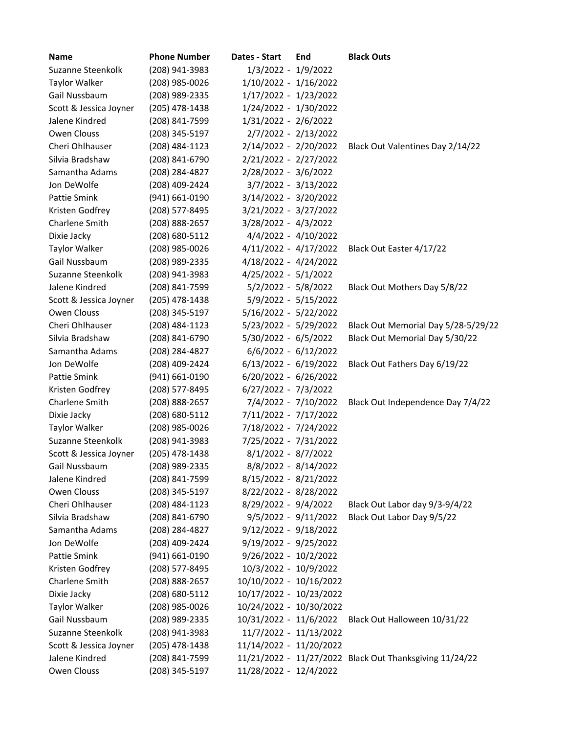| Name | Phone Number | Dates - Start | End | Black Outs |
|---|---|---|---|---|
| Suzanne Steenkolk | (208) 941-3983 | 1/3/2022 - | 1/9/2022 | |
| Taylor Walker | (208) 985-0026 | 1/10/2022 - | 1/16/2022 | |
| Gail Nussbaum | (208) 989-2335 | 1/17/2022 - | 1/23/2022 | |
| Scott & Jessica Joyner | (205) 478-1438 | 1/24/2022 - | 1/30/2022 | |
| Jalene Kindred | (208) 841-7599 | 1/31/2022 - | 2/6/2022 | |
| Owen Clouss | (208) 345-5197 | 2/7/2022 - | 2/13/2022 | |
| Cheri Ohlhauser | (208) 484-1123 | 2/14/2022 - | 2/20/2022 | Black Out Valentines Day 2/14/22 |
| Silvia Bradshaw | (208) 841-6790 | 2/21/2022 - | 2/27/2022 | |
| Samantha Adams | (208) 284-4827 | 2/28/2022 - | 3/6/2022 | |
| Jon DeWolfe | (208) 409-2424 | 3/7/2022 - | 3/13/2022 | |
| Pattie Smink | (941) 661-0190 | 3/14/2022 - | 3/20/2022 | |
| Kristen Godfrey | (208) 577-8495 | 3/21/2022 - | 3/27/2022 | |
| Charlene Smith | (208) 888-2657 | 3/28/2022 - | 4/3/2022 | |
| Dixie Jacky | (208) 680-5112 | 4/4/2022 - | 4/10/2022 | |
| Taylor Walker | (208) 985-0026 | 4/11/2022 - | 4/17/2022 | Black Out Easter 4/17/22 |
| Gail Nussbaum | (208) 989-2335 | 4/18/2022 - | 4/24/2022 | |
| Suzanne Steenkolk | (208) 941-3983 | 4/25/2022 - | 5/1/2022 | |
| Jalene Kindred | (208) 841-7599 | 5/2/2022 - | 5/8/2022 | Black Out Mothers Day 5/8/22 |
| Scott & Jessica Joyner | (205) 478-1438 | 5/9/2022 - | 5/15/2022 | |
| Owen Clouss | (208) 345-5197 | 5/16/2022 - | 5/22/2022 | |
| Cheri Ohlhauser | (208) 484-1123 | 5/23/2022 - | 5/29/2022 | Black Out Memorial Day 5/28-5/29/22 |
| Silvia Bradshaw | (208) 841-6790 | 5/30/2022 - | 6/5/2022 | Black Out Memorial Day 5/30/22 |
| Samantha Adams | (208) 284-4827 | 6/6/2022 - | 6/12/2022 | |
| Jon DeWolfe | (208) 409-2424 | 6/13/2022 - | 6/19/2022 | Black Out Fathers Day 6/19/22 |
| Pattie Smink | (941) 661-0190 | 6/20/2022 - | 6/26/2022 | |
| Kristen Godfrey | (208) 577-8495 | 6/27/2022 - | 7/3/2022 | |
| Charlene Smith | (208) 888-2657 | 7/4/2022 - | 7/10/2022 | Black Out Independence Day 7/4/22 |
| Dixie Jacky | (208) 680-5112 | 7/11/2022 - | 7/17/2022 | |
| Taylor Walker | (208) 985-0026 | 7/18/2022 - | 7/24/2022 | |
| Suzanne Steenkolk | (208) 941-3983 | 7/25/2022 - | 7/31/2022 | |
| Scott & Jessica Joyner | (205) 478-1438 | 8/1/2022 - | 8/7/2022 | |
| Gail Nussbaum | (208) 989-2335 | 8/8/2022 - | 8/14/2022 | |
| Jalene Kindred | (208) 841-7599 | 8/15/2022 - | 8/21/2022 | |
| Owen Clouss | (208) 345-5197 | 8/22/2022 - | 8/28/2022 | |
| Cheri Ohlhauser | (208) 484-1123 | 8/29/2022 - | 9/4/2022 | Black Out Labor day 9/3-9/4/22 |
| Silvia Bradshaw | (208) 841-6790 | 9/5/2022 - | 9/11/2022 | Black Out Labor Day 9/5/22 |
| Samantha Adams | (208) 284-4827 | 9/12/2022 - | 9/18/2022 | |
| Jon DeWolfe | (208) 409-2424 | 9/19/2022 - | 9/25/2022 | |
| Pattie Smink | (941) 661-0190 | 9/26/2022 - | 10/2/2022 | |
| Kristen Godfrey | (208) 577-8495 | 10/3/2022 - | 10/9/2022 | |
| Charlene Smith | (208) 888-2657 | 10/10/2022 - | 10/16/2022 | |
| Dixie Jacky | (208) 680-5112 | 10/17/2022 - | 10/23/2022 | |
| Taylor Walker | (208) 985-0026 | 10/24/2022 - | 10/30/2022 | |
| Gail Nussbaum | (208) 989-2335 | 10/31/2022 - | 11/6/2022 | Black Out Halloween 10/31/22 |
| Suzanne Steenkolk | (208) 941-3983 | 11/7/2022 - | 11/13/2022 | |
| Scott & Jessica Joyner | (205) 478-1438 | 11/14/2022 - | 11/20/2022 | |
| Jalene Kindred | (208) 841-7599 | 11/21/2022 - | 11/27/2022 | Black Out Thanksgiving 11/24/22 |
| Owen Clouss | (208) 345-5197 | 11/28/2022 - | 12/4/2022 | |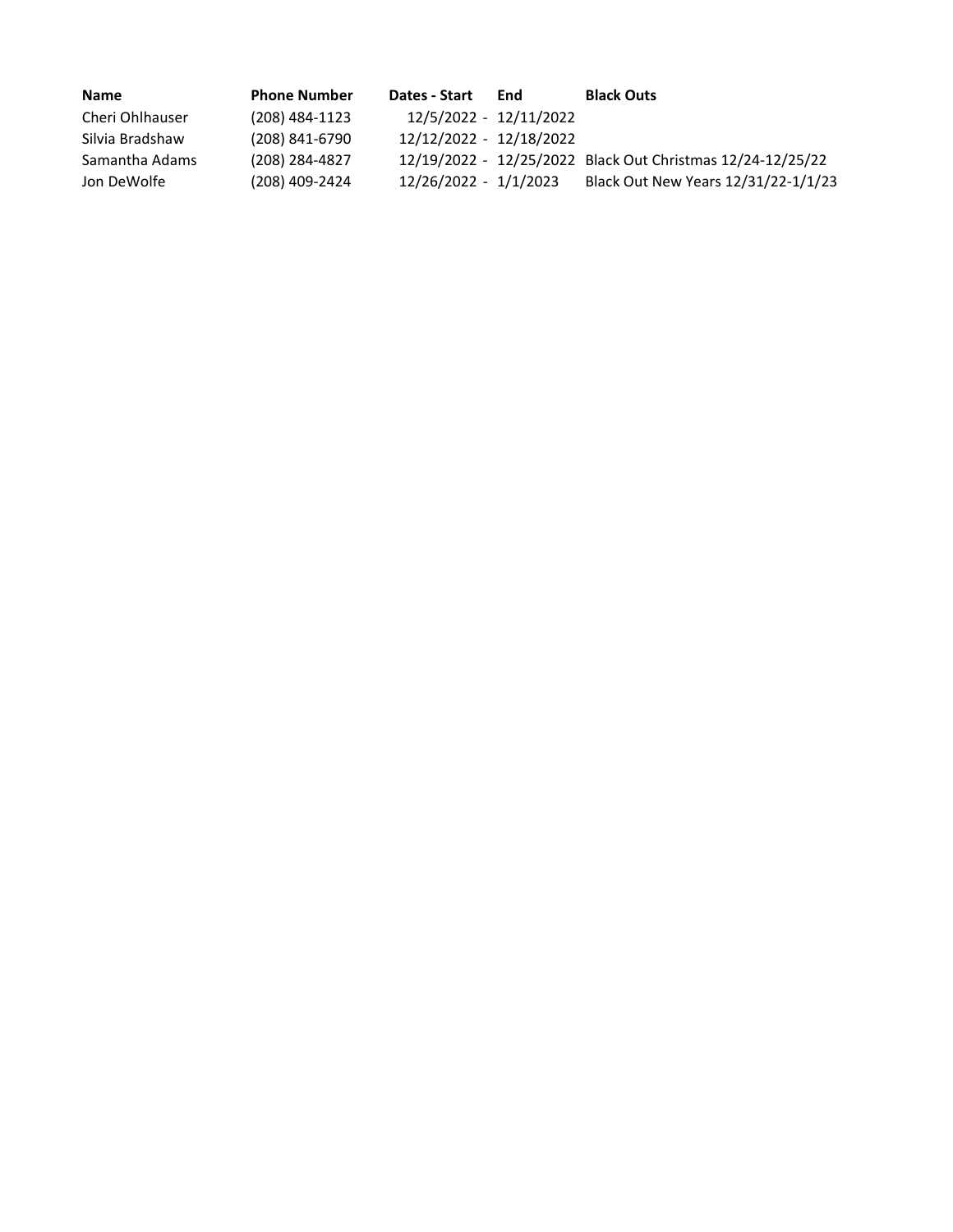| Name | Phone Number | Dates - Start | End | Black Outs |
|---|---|---|---|---|
| Cheri Ohlhauser | (208) 484-1123 | 12/5/2022 - | 12/11/2022 | |
| Silvia Bradshaw | (208) 841-6790 | 12/12/2022 - | 12/18/2022 | |
| Samantha Adams | (208) 284-4827 | 12/19/2022 - | 12/25/2022 | Black Out Christmas 12/24-12/25/22 |
| Jon DeWolfe | (208) 409-2424 | 12/26/2022 - | 1/1/2023 | Black Out New Years 12/31/22-1/1/23 |